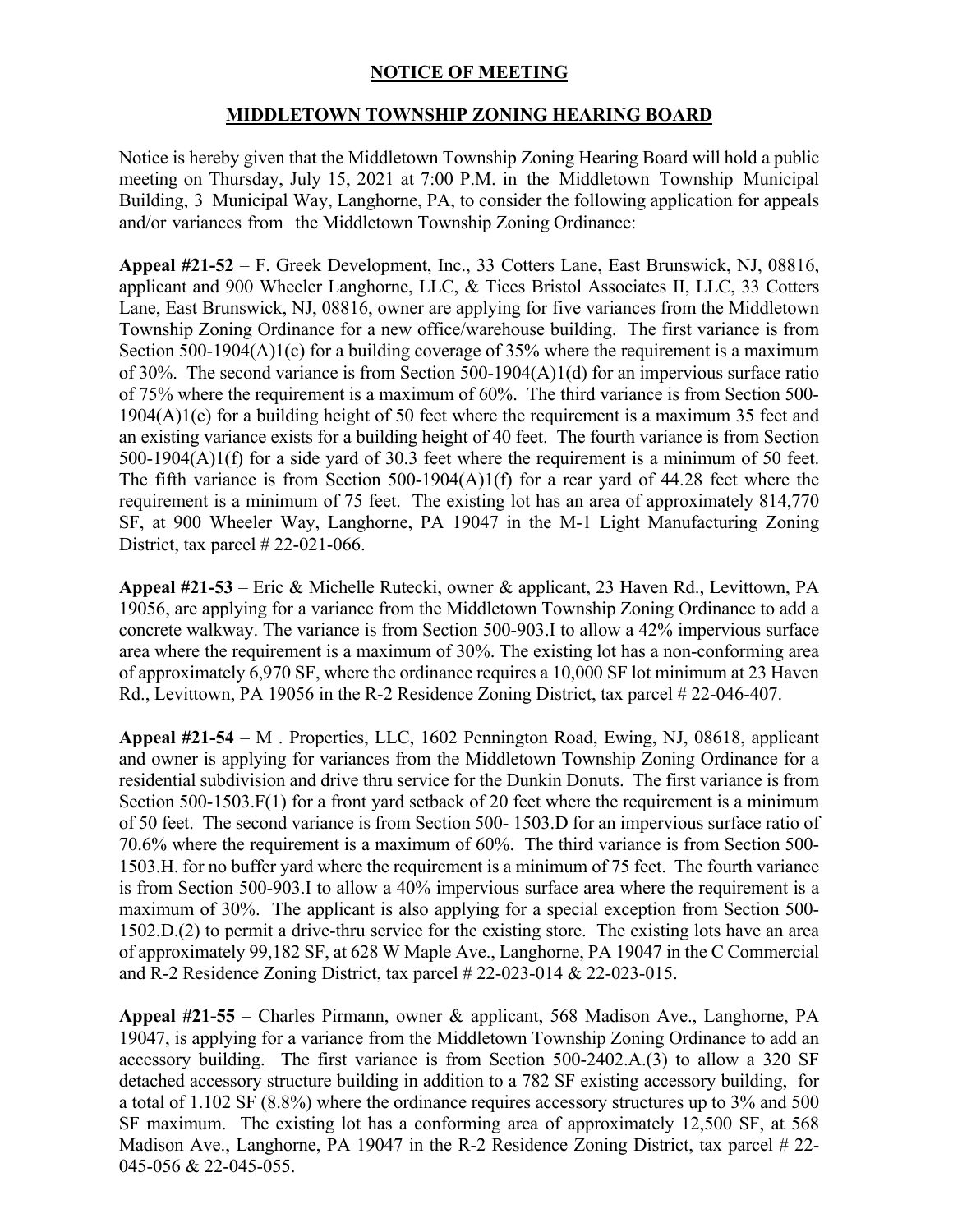# NOTICE OF MEETING

## MIDDLETOWN TOWNSHIP ZONING HEARING BOARD

Notice is hereby given that the Middletown Township Zoning Hearing Board will hold a public meeting on Thursday, July 15, 2021 at 7:00 P.M. in the Middletown Township Municipal Building, 3 Municipal Way, Langhorne, PA, to consider the following application for appeals and/or variances from the Middletown Township Zoning Ordinance:

**Appeal #21-52** – F. Greek Development, Inc., 33 Cotters Lane, East Brunswick, NJ, 08816, applicant and 900 Wheeler Langhorne, LLC, & Tices Bristol Associates II, LLC, 33 Cotters Lane, East Brunswick, NJ, 08816, owner are applying for five variances from the Middletown Township Zoning Ordinance for a new office/warehouse building. The first variance is from Section 500-1904(A)1(c) for a building coverage of 35% where the requirement is a maximum of 30%. The second variance is from Section 500-1904(A)1(d) for an impervious surface ratio of 75% where the requirement is a maximum of 60%. The third variance is from Section 500-1904(A)1(e) for a building height of 50 feet where the requirement is a maximum 35 feet and an existing variance exists for a building height of 40 feet. The fourth variance is from Section 500-1904(A)1(f) for a side yard of 30.3 feet where the requirement is a minimum of 50 feet. The fifth variance is from Section 500-1904(A)1(f) for a rear yard of 44.28 feet where the requirement is a minimum of 75 feet. The existing lot has an area of approximately 814,770 SF, at 900 Wheeler Way, Langhorne, PA 19047 in the M-1 Light Manufacturing Zoning District, tax parcel # 22-021-066.

**Appeal #21-53** – Eric & Michelle Rutecki, owner & applicant, 23 Haven Rd., Levittown, PA 19056, are applying for a variance from the Middletown Township Zoning Ordinance to add a concrete walkway. The variance is from Section 500-903.I to allow a 42% impervious surface area where the requirement is a maximum of 30%. The existing lot has a non-conforming area of approximately 6,970 SF, where the ordinance requires a 10,000 SF lot minimum at 23 Haven Rd., Levittown, PA 19056 in the R-2 Residence Zoning District, tax parcel # 22-046-407.

**Appeal #21-54** – M . Properties, LLC, 1602 Pennington Road, Ewing, NJ, 08618, applicant and owner is applying for variances from the Middletown Township Zoning Ordinance for a residential subdivision and drive thru service for the Dunkin Donuts. The first variance is from Section 500-1503.F(1) for a front yard setback of 20 feet where the requirement is a minimum of 50 feet. The second variance is from Section 500- 1503.D for an impervious surface ratio of 70.6% where the requirement is a maximum of 60%. The third variance is from Section 500-1503.H. for no buffer yard where the requirement is a minimum of 75 feet. The fourth variance is from Section 500-903.I to allow a 40% impervious surface area where the requirement is a maximum of 30%. The applicant is also applying for a special exception from Section 500-1502.D.(2) to permit a drive-thru service for the existing store. The existing lots have an area of approximately 99,182 SF, at 628 W Maple Ave., Langhorne, PA 19047 in the C Commercial and R-2 Residence Zoning District, tax parcel # 22-023-014 & 22-023-015.

**Appeal #21-55** – Charles Pirmann, owner & applicant, 568 Madison Ave., Langhorne, PA 19047, is applying for a variance from the Middletown Township Zoning Ordinance to add an accessory building. The first variance is from Section 500-2402.A.(3) to allow a 320 SF detached accessory structure building in addition to a 782 SF existing accessory building, for a total of 1.102 SF (8.8%) where the ordinance requires accessory structures up to 3% and 500 SF maximum. The existing lot has a conforming area of approximately 12,500 SF, at 568 Madison Ave., Langhorne, PA 19047 in the R-2 Residence Zoning District, tax parcel # 22-045-056 & 22-045-055.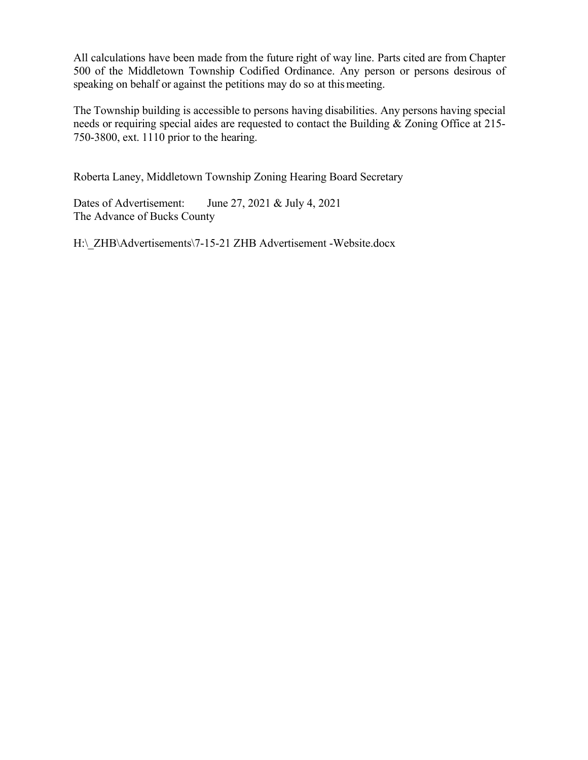All calculations have been made from the future right of way line. Parts cited are from Chapter 500 of the Middletown Township Codified Ordinance. Any person or persons desirous of speaking on behalf or against the petitions may do so at this meeting.

The Township building is accessible to persons having disabilities. Any persons having special needs or requiring special aides are requested to contact the Building & Zoning Office at 215-750-3800, ext. 1110 prior to the hearing.

Roberta Laney, Middletown Township Zoning Hearing Board Secretary

Dates of Advertisement: June 27, 2021 & July 4, 2021
The Advance of Bucks County

H:\_ZHB\Advertisements\7-15-21 ZHB Advertisement -Website.docx